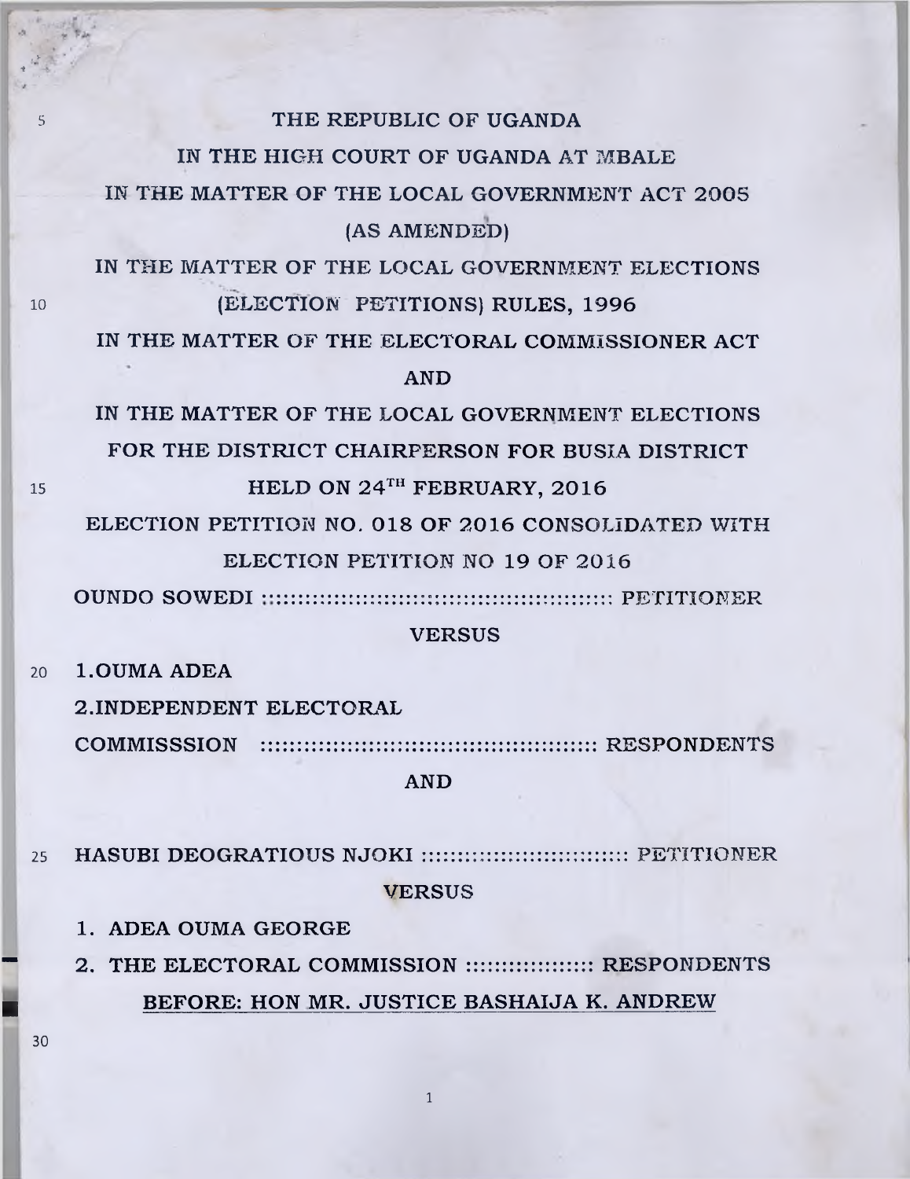# THE REPUBLIC OF UGANDA

## IN THE HIGH COURT OF UGANDA AT MBALE

IN THE MATTER OF THE LOCAL GOVERNMENT ACT 2005 (AS AMENDED)

IN THE MATTER OF THE LOCAL GOVERNMENT ELECTIONS (ELECTION PETITIONS) RULES, 1996

IN THE MATTER OF THE ELECTORAL COMMISSIONER ACT

AND

IN THE MATTER OF THE LOCAL GOVERNMENT ELECTIONS FOR THE DISTRICT CHAIRPERSON FOR BUSIA DISTRICT HELD ON 24TH FEBRUARY, 2016

ELECTION PETITION NO. 018 OF 2016 CONSOLIDATED WITH ELECTION PETITION NO 19 OF 2016

OUNDO SOWEDI ::::::::::::::::::::::::::::::::::::::::::::::: PETITIONER

VERSUS

1. OUMA ADEA
2. INDEPENDENT ELECTORAL COMMISSSION ::::::::::::::::::::::::::::::::::::::::::::: RESPONDENTS

AND

HASUBI DEOGRATIOUS NJOKI ::::::::::::::::::::::::::: PETITIONER

VERSUS

1. ADEA OUMA GEORGE
2. THE ELECTORAL COMMISSION ::::::::::::::::: RESPONDENTS

**BEFORE: HON MR. JUSTICE BASHAIJA K. ANDREW**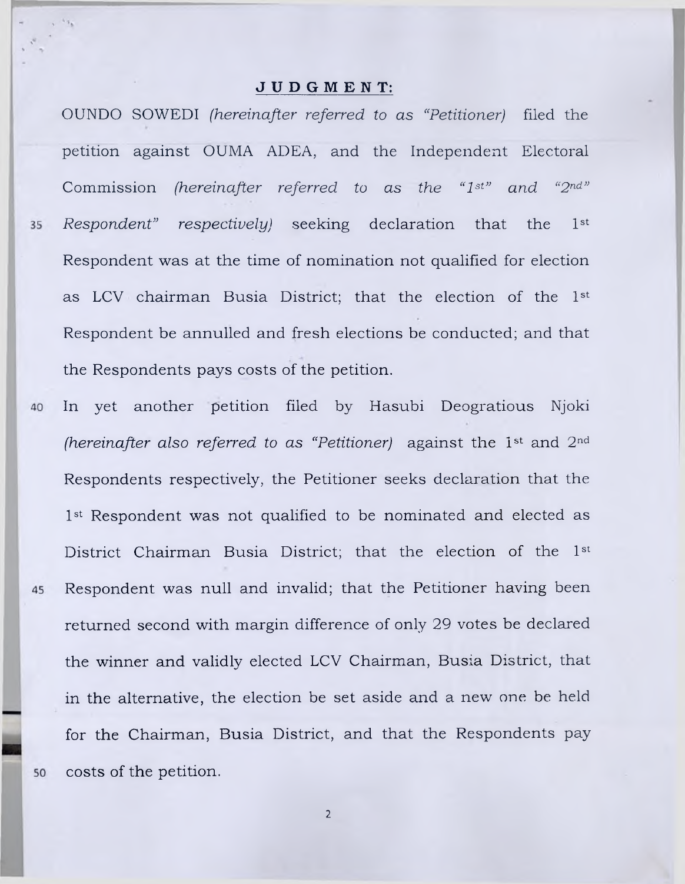**JUDGMENT:**

OUNDO SOWEDI *(hereinafter referred to as "Petitioner)* filed the petition against OUMA ADEA, and the Independent Electoral Commission *(hereinafter referred to as the "1st" and "2nd" Respondent" respectively)* seeking declaration that the 1st Respondent was at the time of nomination not qualified for election as LCV chairman Busia District; that the election of the 1st Respondent be annulled and fresh elections be conducted; and that the Respondents pays costs of the petition.

In yet another petition filed by Hasubi Deogratious Njoki *(hereinafter also referred to as "Petitioner)* against the 1st and 2nd Respondents respectively, the Petitioner seeks declaration that the 1st Respondent was not qualified to be nominated and elected as District Chairman Busia District; that the election of the 1st Respondent was null and invalid; that the Petitioner having been returned second with margin difference of only 29 votes be declared the winner and validly elected LCV Chairman, Busia District, that in the alternative, the election be set aside and a new one be held for the Chairman, Busia District, and that the Respondents pay costs of the petition.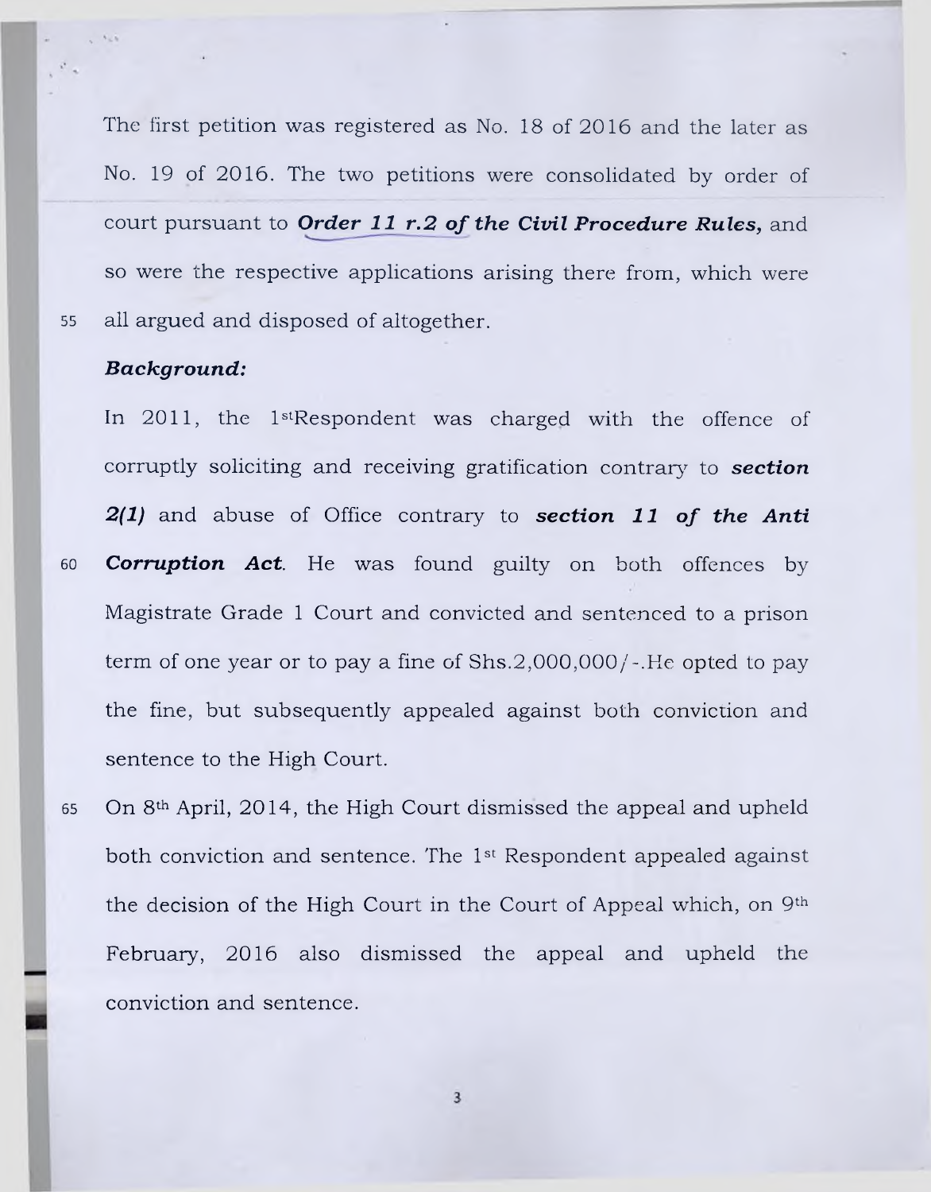The first petition was registered as No. 18 of 2016 and the later as No. 19 of 2016. The two petitions were consolidated by order of court pursuant to ***Order 11 r.2 of the Civil Procedure Rules,*** and so were the respective applications arising there from, which were all argued and disposed of altogether.

***Background:***

In 2011, the 1stRespondent was charged with the offence of corruptly soliciting and receiving gratification contrary to ***section 2(1)*** and abuse of Office contrary to ***section 11 of the Anti Corruption Act***. He was found guilty on both offences by Magistrate Grade 1 Court and convicted and sentenced to a prison term of one year or to pay a fine of Shs.2,000,000/-.He opted to pay the fine, but subsequently appealed against both conviction and sentence to the High Court.

On 8th April, 2014, the High Court dismissed the appeal and upheld both conviction and sentence. The 1st Respondent appealed against the decision of the High Court in the Court of Appeal which, on 9th February, 2016 also dismissed the appeal and upheld the conviction and sentence.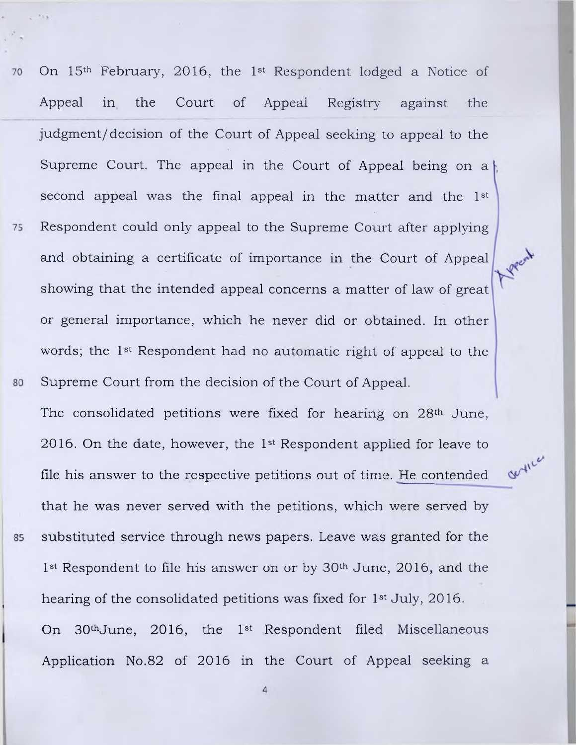On 15th February, 2016, the 1st Respondent lodged a Notice of Appeal in the Court of Appeal Registry against the judgment/decision of the Court of Appeal seeking to appeal to the Supreme Court. The appeal in the Court of Appeal being on a second appeal was the final appeal in the matter and the 1st Respondent could only appeal to the Supreme Court after applying and obtaining a certificate of importance in the Court of Appeal showing that the intended appeal concerns a matter of law of great or general importance, which he never did or obtained. In other words; the 1st Respondent had no automatic right of appeal to the Supreme Court from the decision of the Court of Appeal.

The consolidated petitions were fixed for hearing on 28th June, 2016. On the date, however, the 1st Respondent applied for leave to file his answer to the respective petitions out of time. He contended that he was never served with the petitions, which were served by substituted service through news papers. Leave was granted for the 1st Respondent to file his answer on or by 30th June, 2016, and the hearing of the consolidated petitions was fixed for 1st July, 2016.

On 30thJune, 2016, the 1st Respondent filed Miscellaneous Application No.82 of 2016 in the Court of Appeal seeking a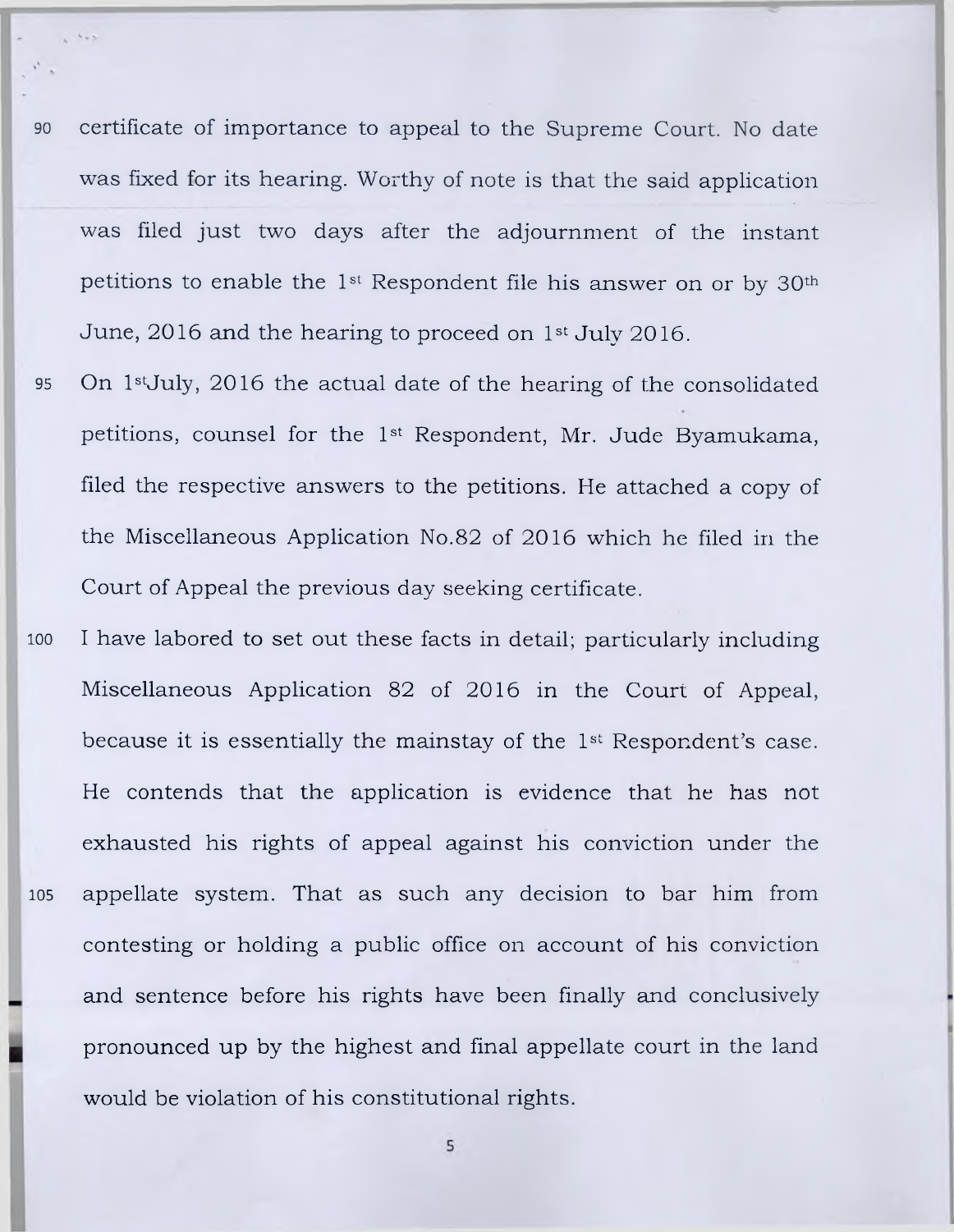certificate of importance to appeal to the Supreme Court. No date was fixed for its hearing. Worthy of note is that the said application was filed just two days after the adjournment of the instant petitions to enable the 1st Respondent file his answer on or by 30th June, 2016 and the hearing to proceed on 1st July 2016.

On 1st July, 2016 the actual date of the hearing of the consolidated petitions, counsel for the 1st Respondent, Mr. Jude Byamukama, filed the respective answers to the petitions. He attached a copy of the Miscellaneous Application No.82 of 2016 which he filed in the Court of Appeal the previous day seeking certificate.

I have labored to set out these facts in detail; particularly including Miscellaneous Application 82 of 2016 in the Court of Appeal, because it is essentially the mainstay of the 1st Respondent's case. He contends that the application is evidence that he has not exhausted his rights of appeal against his conviction under the appellate system. That as such any decision to bar him from contesting or holding a public office on account of his conviction and sentence before his rights have been finally and conclusively pronounced up by the highest and final appellate court in the land would be violation of his constitutional rights.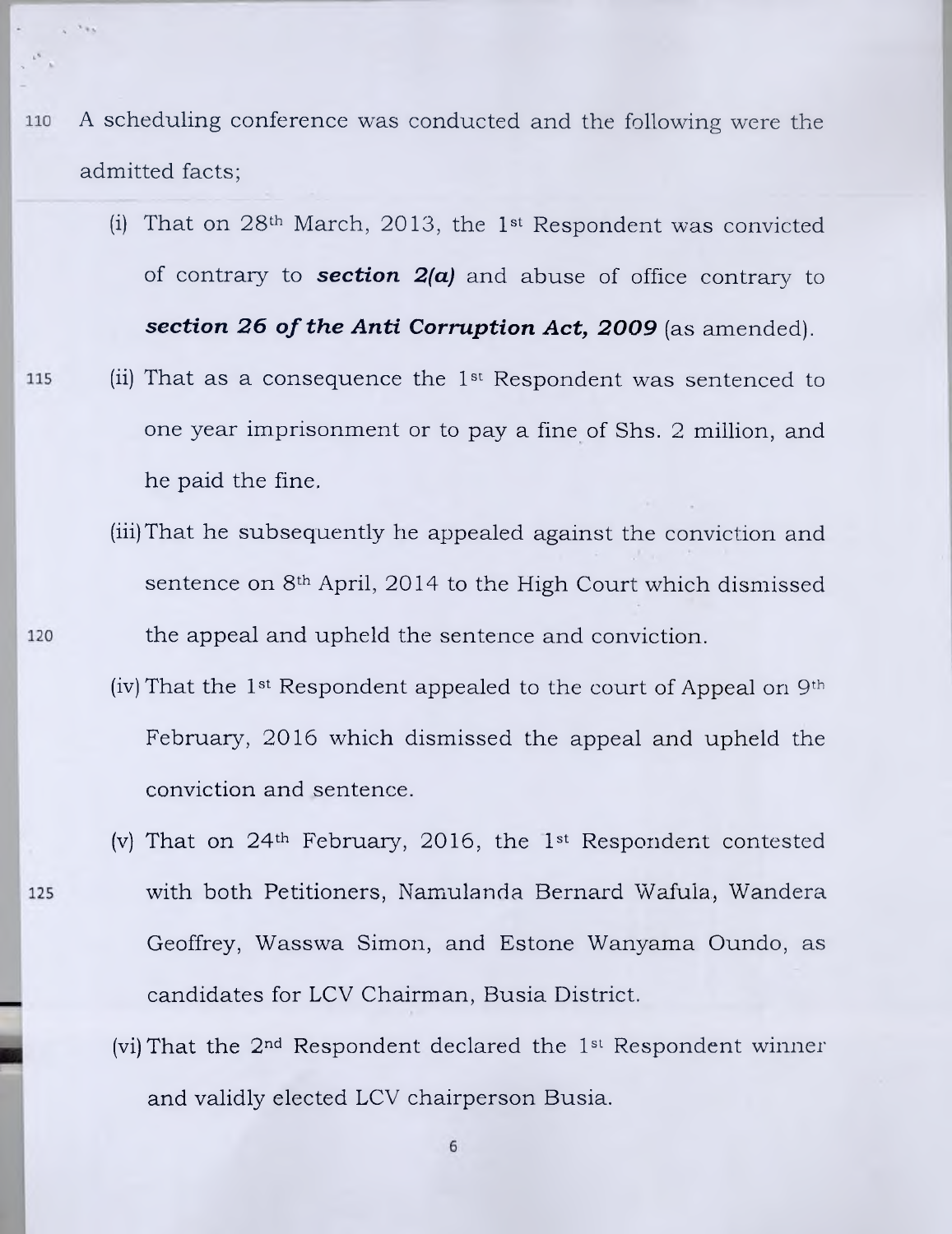A scheduling conference was conducted and the following were the admitted facts;

(i) That on 28th March, 2013, the 1st Respondent was convicted of contrary to ***section 2(a)*** and abuse of office contrary to ***section 26 of the Anti Corruption Act, 2009*** (as amended).

(ii) That as a consequence the 1st Respondent was sentenced to one year imprisonment or to pay a fine of Shs. 2 million, and he paid the fine.

(iii) That he subsequently he appealed against the conviction and sentence on 8th April, 2014 to the High Court which dismissed the appeal and upheld the sentence and conviction.

(iv) That the 1st Respondent appealed to the court of Appeal on 9th February, 2016 which dismissed the appeal and upheld the conviction and sentence.

(v) That on 24th February, 2016, the 1st Respondent contested with both Petitioners, Namulanda Bernard Wafula, Wandera Geoffrey, Wasswa Simon, and Estone Wanyama Oundo, as candidates for LCV Chairman, Busia District.

(vi) That the 2nd Respondent declared the 1st Respondent winner and validly elected LCV chairperson Busia.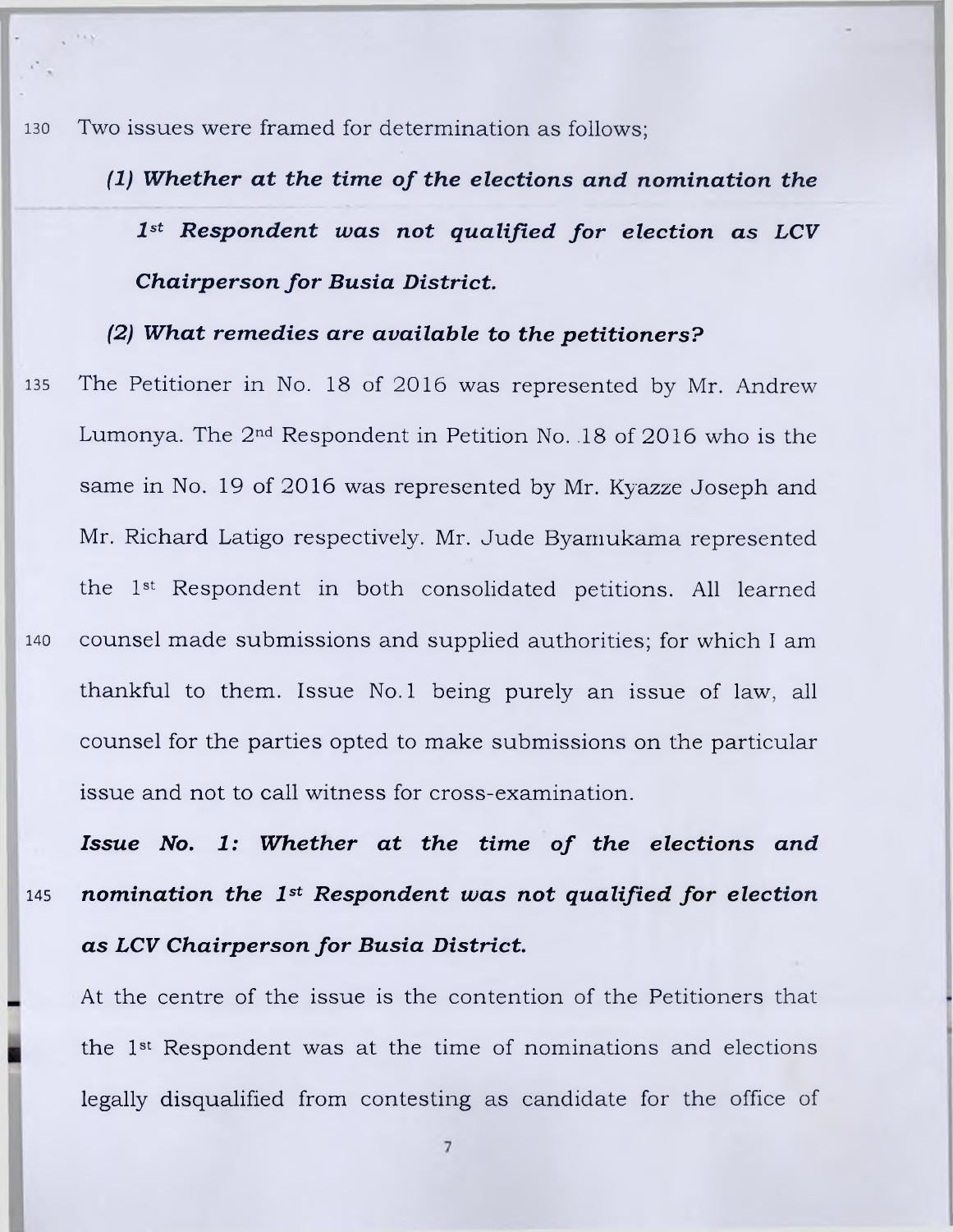Two issues were framed for determination as follows;

***(1) Whether at the time of the elections and nomination the 1st Respondent was not qualified for election as LCV Chairperson for Busia District.***

***(2) What remedies are available to the petitioners?***

The Petitioner in No. 18 of 2016 was represented by Mr. Andrew Lumonya. The 2nd Respondent in Petition No. 18 of 2016 who is the same in No. 19 of 2016 was represented by Mr. Kyazze Joseph and Mr. Richard Latigo respectively. Mr. Jude Byamukama represented the 1st Respondent in both consolidated petitions. All learned counsel made submissions and supplied authorities; for which I am thankful to them. Issue No.1 being purely an issue of law, all counsel for the parties opted to make submissions on the particular issue and not to call witness for cross-examination.

***Issue No. 1: Whether at the time of the elections and nomination the 1st Respondent was not qualified for election as LCV Chairperson for Busia District.***

At the centre of the issue is the contention of the Petitioners that the 1st Respondent was at the time of nominations and elections legally disqualified from contesting as candidate for the office of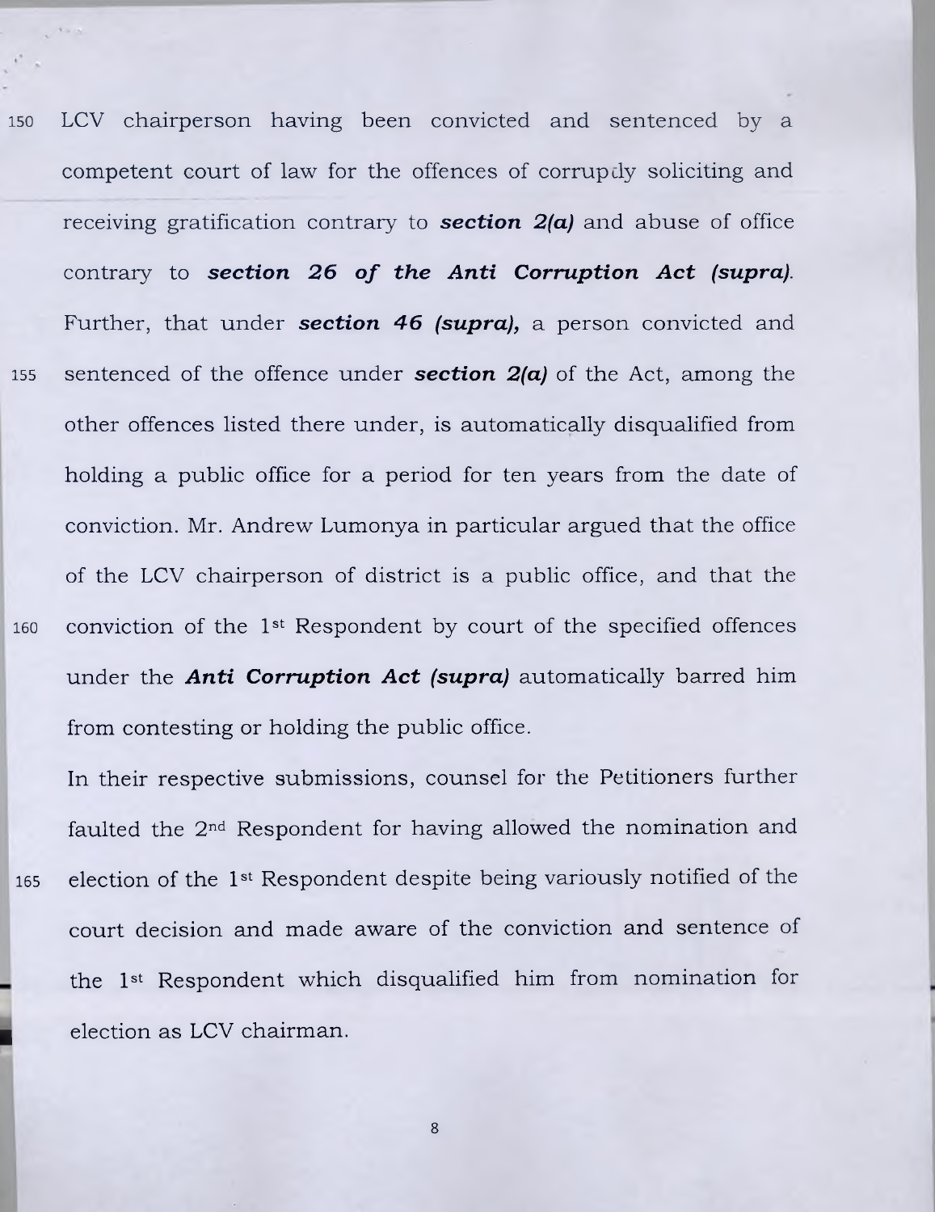LCV chairperson having been convicted and sentenced by a competent court of law for the offences of corruptly soliciting and receiving gratification contrary to ***section 2(a)*** and abuse of office contrary to ***section 26 of the Anti Corruption Act (supra)***. Further, that under ***section 46 (supra),*** a person convicted and sentenced of the offence under ***section 2(a)*** of the Act, among the other offences listed there under, is automatically disqualified from holding a public office for a period for ten years from the date of conviction. Mr. Andrew Lumonya in particular argued that the office of the LCV chairperson of district is a public office, and that the conviction of the 1st Respondent by court of the specified offences under the ***Anti Corruption Act (supra)*** automatically barred him from contesting or holding the public office.

In their respective submissions, counsel for the Petitioners further faulted the 2nd Respondent for having allowed the nomination and election of the 1st Respondent despite being variously notified of the court decision and made aware of the conviction and sentence of the 1st Respondent which disqualified him from nomination for election as LCV chairman.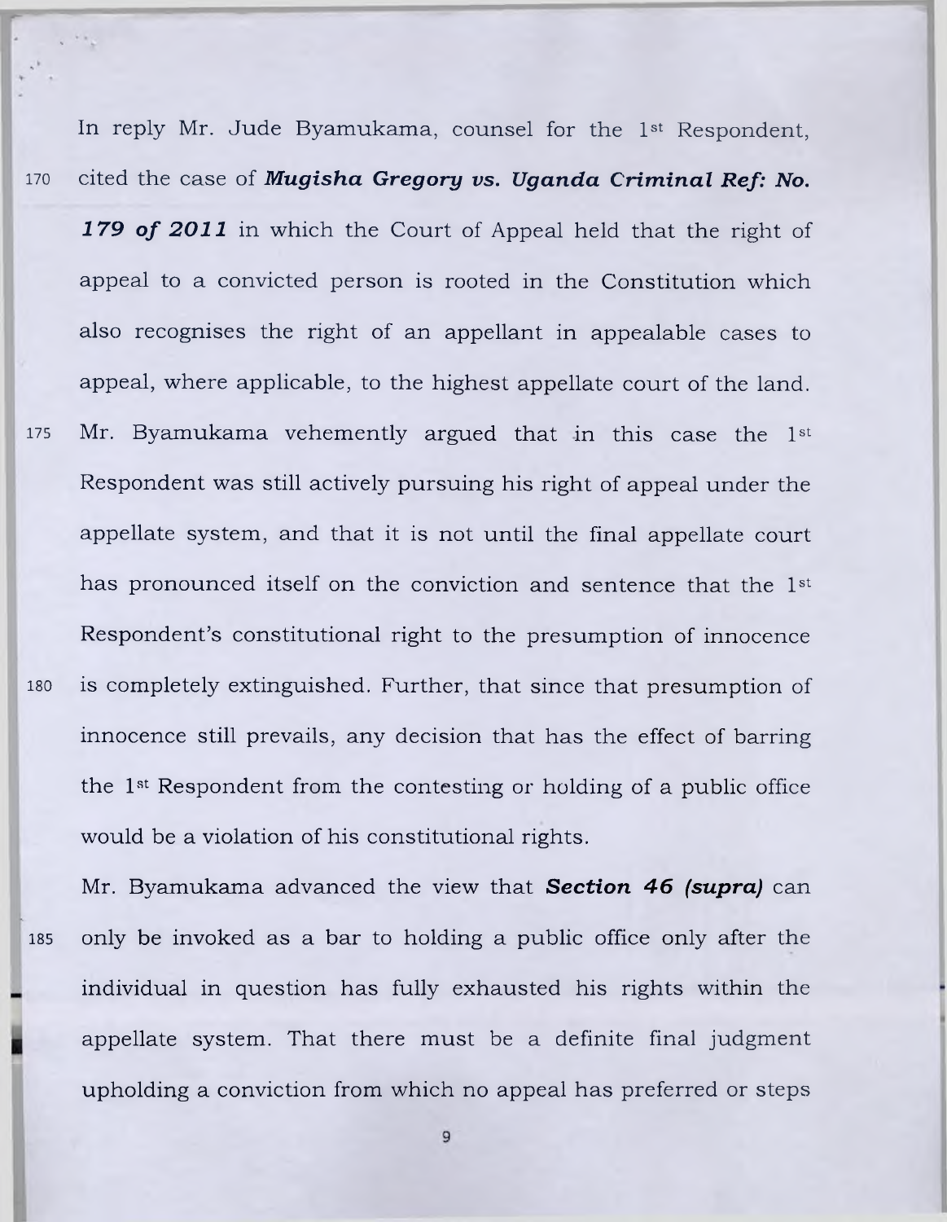In reply Mr. Jude Byamukama, counsel for the 1st Respondent, cited the case of ***Mugisha Gregory vs. Uganda Criminal Ref: No. 179 of 2011*** in which the Court of Appeal held that the right of appeal to a convicted person is rooted in the Constitution which also recognises the right of an appellant in appealable cases to appeal, where applicable, to the highest appellate court of the land. Mr. Byamukama vehemently argued that in this case the 1st Respondent was still actively pursuing his right of appeal under the appellate system, and that it is not until the final appellate court has pronounced itself on the conviction and sentence that the 1st Respondent's constitutional right to the presumption of innocence is completely extinguished. Further, that since that presumption of innocence still prevails, any decision that has the effect of barring the 1st Respondent from the contesting or holding of a public office would be a violation of his constitutional rights.

Mr. Byamukama advanced the view that ***Section 46 (supra)*** can only be invoked as a bar to holding a public office only after the individual in question has fully exhausted his rights within the appellate system. That there must be a definite final judgment upholding a conviction from which no appeal has preferred or steps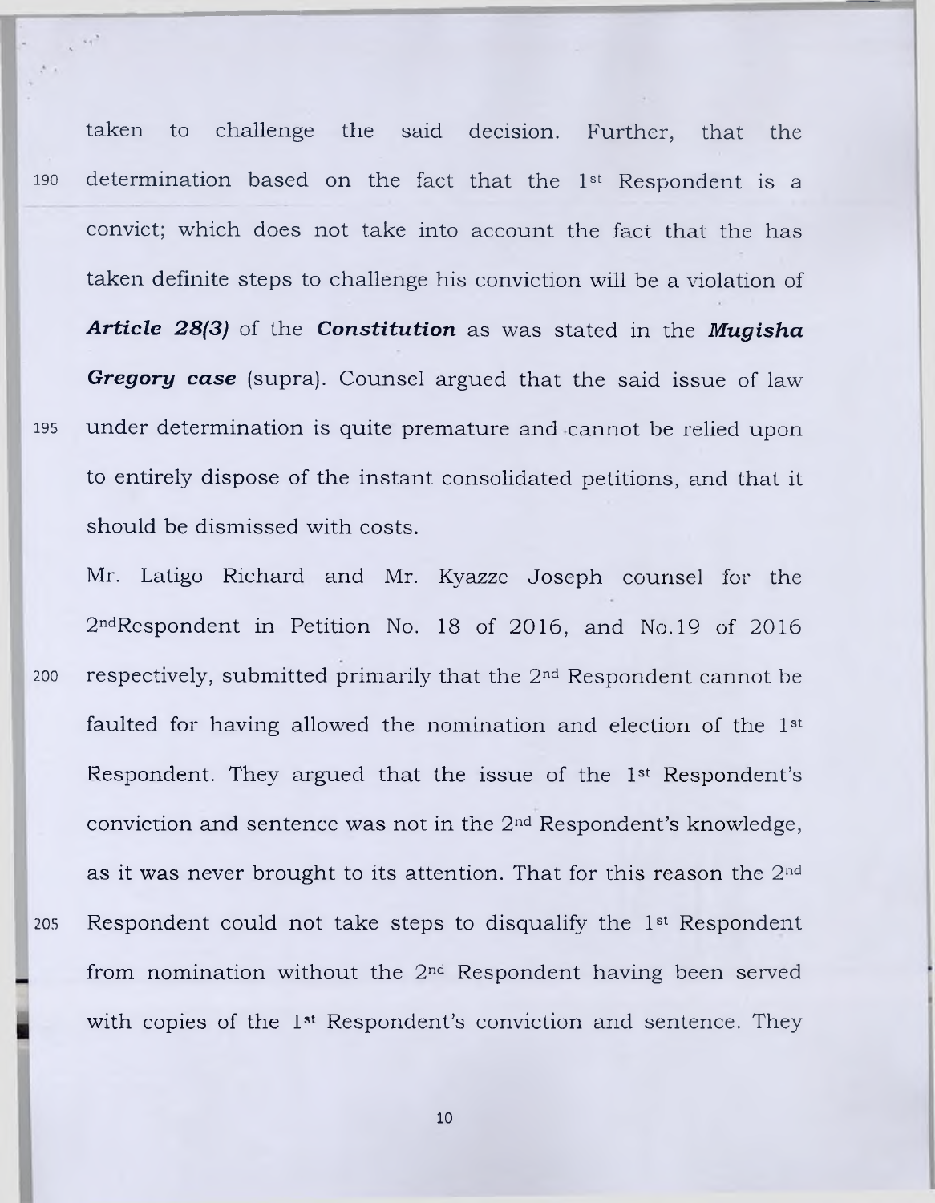taken to challenge the said decision. Further, that the determination based on the fact that the 1st Respondent is a convict; which does not take into account the fact that the has taken definite steps to challenge his conviction will be a violation of ***Article 28(3)*** of the ***Constitution*** as was stated in the ***Mugisha Gregory case*** (supra). Counsel argued that the said issue of law under determination is quite premature and cannot be relied upon to entirely dispose of the instant consolidated petitions, and that it should be dismissed with costs.

Mr. Latigo Richard and Mr. Kyazze Joseph counsel for the 2ndRespondent in Petition No. 18 of 2016, and No.19 of 2016 respectively, submitted primarily that the 2nd Respondent cannot be faulted for having allowed the nomination and election of the 1st Respondent. They argued that the issue of the 1st Respondent's conviction and sentence was not in the 2nd Respondent's knowledge, as it was never brought to its attention. That for this reason the 2nd Respondent could not take steps to disqualify the 1st Respondent from nomination without the 2nd Respondent having been served with copies of the 1st Respondent's conviction and sentence. They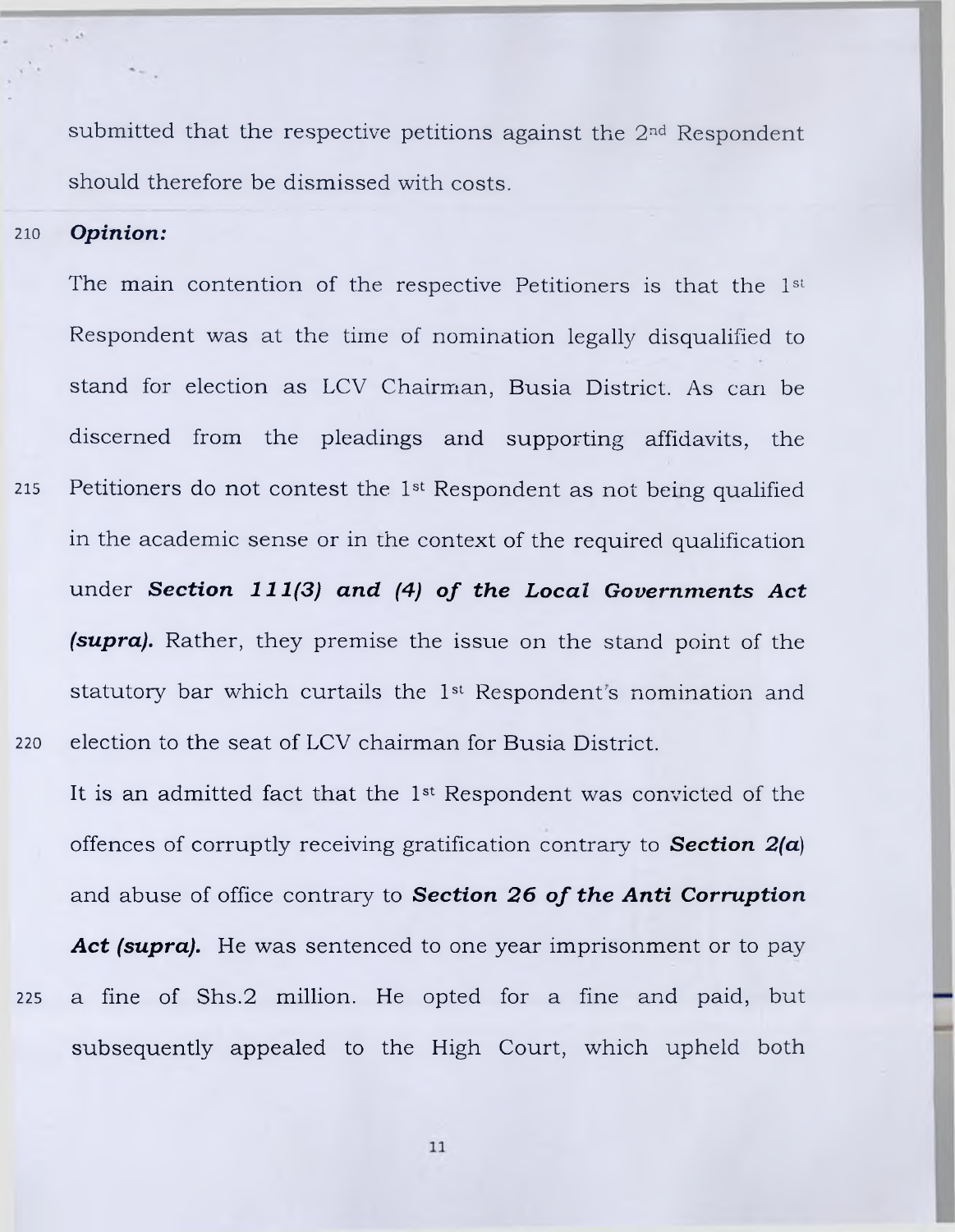submitted that the respective petitions against the 2nd Respondent should therefore be dismissed with costs.

***Opinion:***

The main contention of the respective Petitioners is that the 1st Respondent was at the time of nomination legally disqualified to stand for election as LCV Chairman, Busia District. As can be discerned from the pleadings and supporting affidavits, the Petitioners do not contest the 1st Respondent as not being qualified in the academic sense or in the context of the required qualification under ***Section 111(3) and (4) of the Local Governments Act (supra).*** Rather, they premise the issue on the stand point of the statutory bar which curtails the 1st Respondent's nomination and election to the seat of LCV chairman for Busia District.

It is an admitted fact that the 1st Respondent was convicted of the offences of corruptly receiving gratification contrary to ***Section 2(a***) and abuse of office contrary to ***Section 26 of the Anti Corruption Act (supra).*** He was sentenced to one year imprisonment or to pay a fine of Shs.2 million. He opted for a fine and paid, but subsequently appealed to the High Court, which upheld both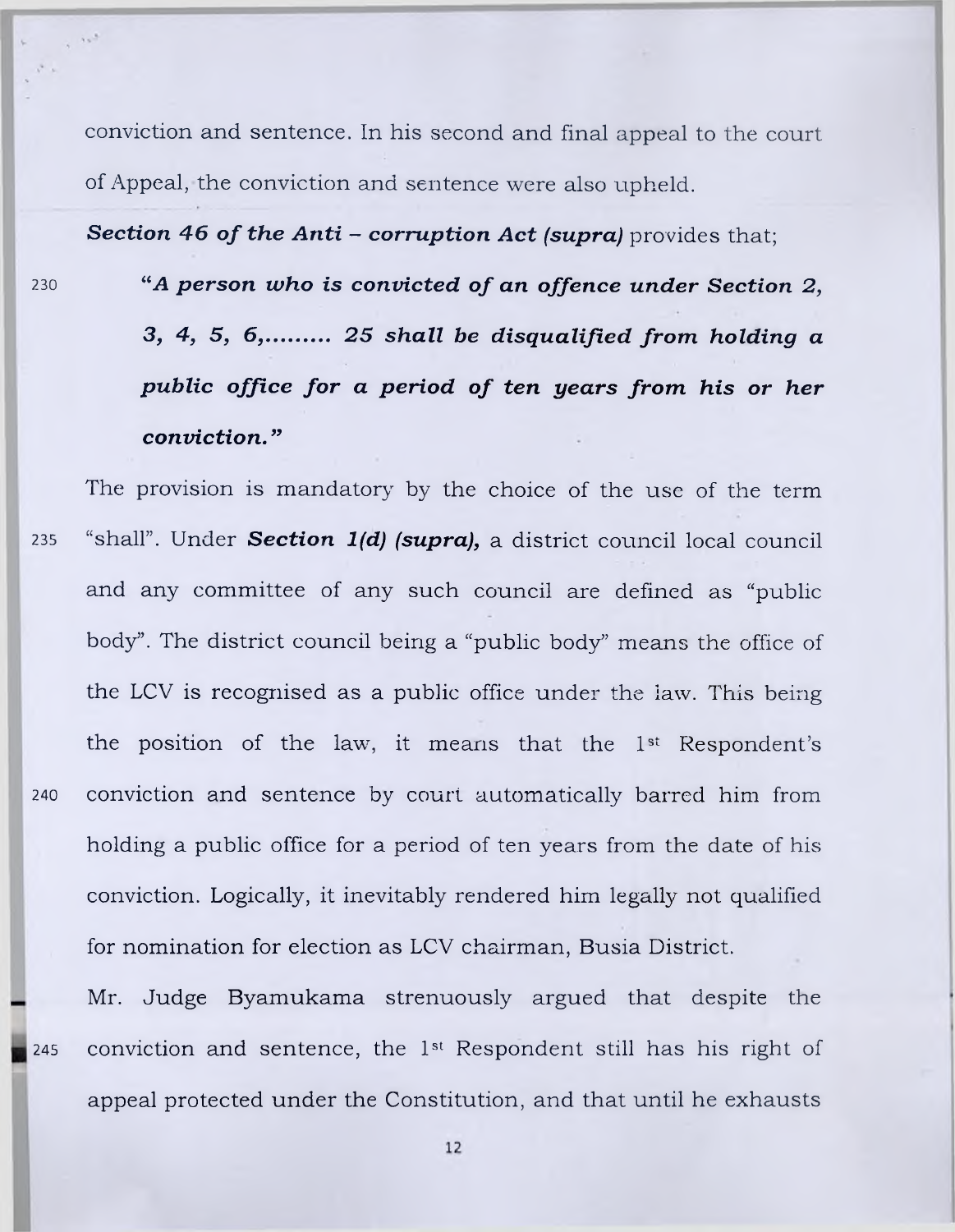conviction and sentence. In his second and final appeal to the court of Appeal, the conviction and sentence were also upheld.

***Section 46 of the Anti – corruption Act (supra)*** provides that;

> ***"A person who is convicted of an offence under Section 2, 3, 4, 5, 6,......... 25 shall be disqualified from holding a public office for a period of ten years from his or her conviction."***

The provision is mandatory by the choice of the use of the term "shall". Under ***Section 1(d) (supra),*** a district council local council and any committee of any such council are defined as "public body". The district council being a "public body" means the office of the LCV is recognised as a public office under the law. This being the position of the law, it means that the 1st Respondent's conviction and sentence by court automatically barred him from holding a public office for a period of ten years from the date of his conviction. Logically, it inevitably rendered him legally not qualified for nomination for election as LCV chairman, Busia District.

Mr. Judge Byamukama strenuously argued that despite the conviction and sentence, the 1st Respondent still has his right of appeal protected under the Constitution, and that until he exhausts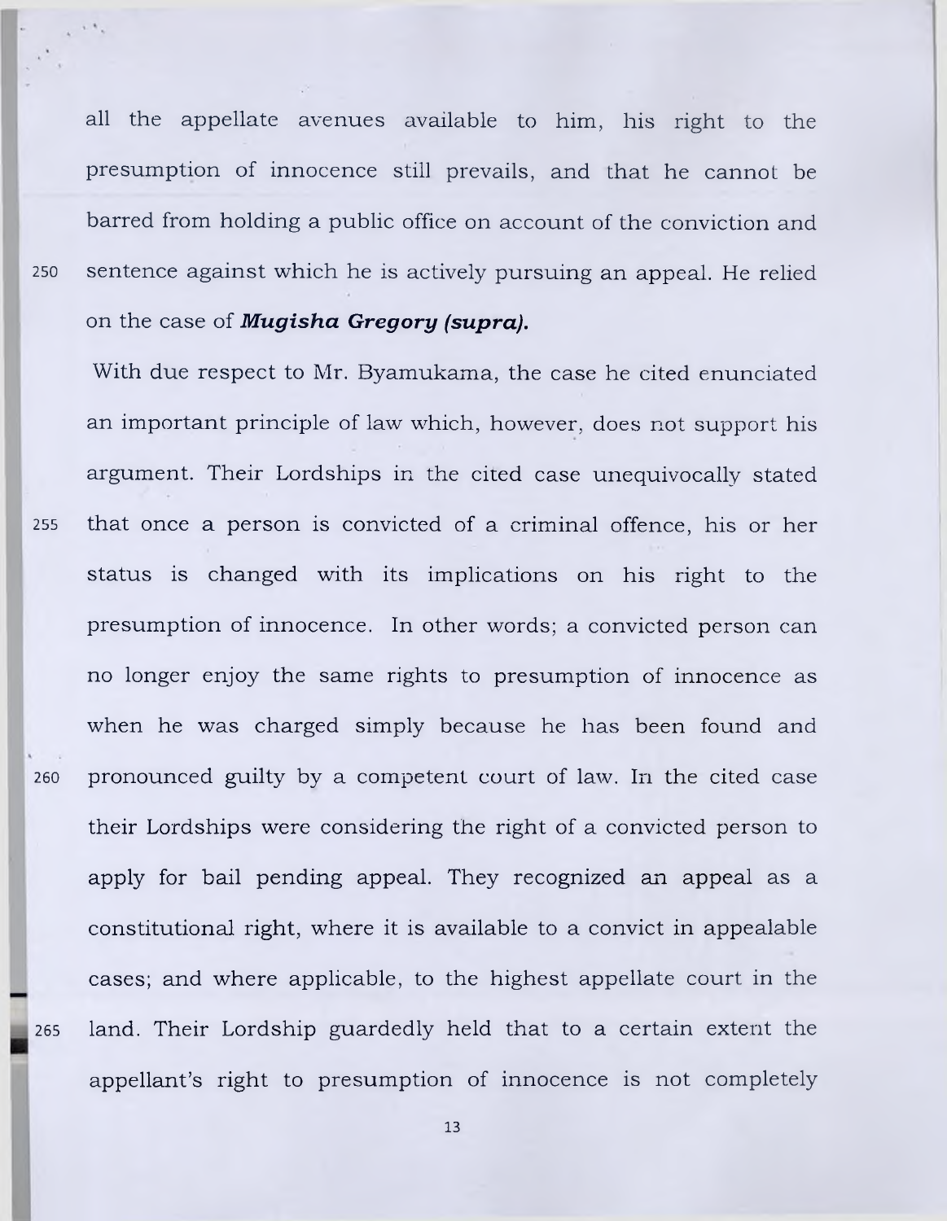all the appellate avenues available to him, his right to the presumption of innocence still prevails, and that he cannot be barred from holding a public office on account of the conviction and sentence against which he is actively pursuing an appeal. He relied on the case of ***Mugisha Gregory (supra).***

With due respect to Mr. Byamukama, the case he cited enunciated an important principle of law which, however, does not support his argument. Their Lordships in the cited case unequivocally stated that once a person is convicted of a criminal offence, his or her status is changed with its implications on his right to the presumption of innocence. In other words; a convicted person can no longer enjoy the same rights to presumption of innocence as when he was charged simply because he has been found and pronounced guilty by a competent court of law. In the cited case their Lordships were considering the right of a convicted person to apply for bail pending appeal. They recognized an appeal as a constitutional right, where it is available to a convict in appealable cases; and where applicable, to the highest appellate court in the land. Their Lordship guardedly held that to a certain extent the appellant's right to presumption of innocence is not completely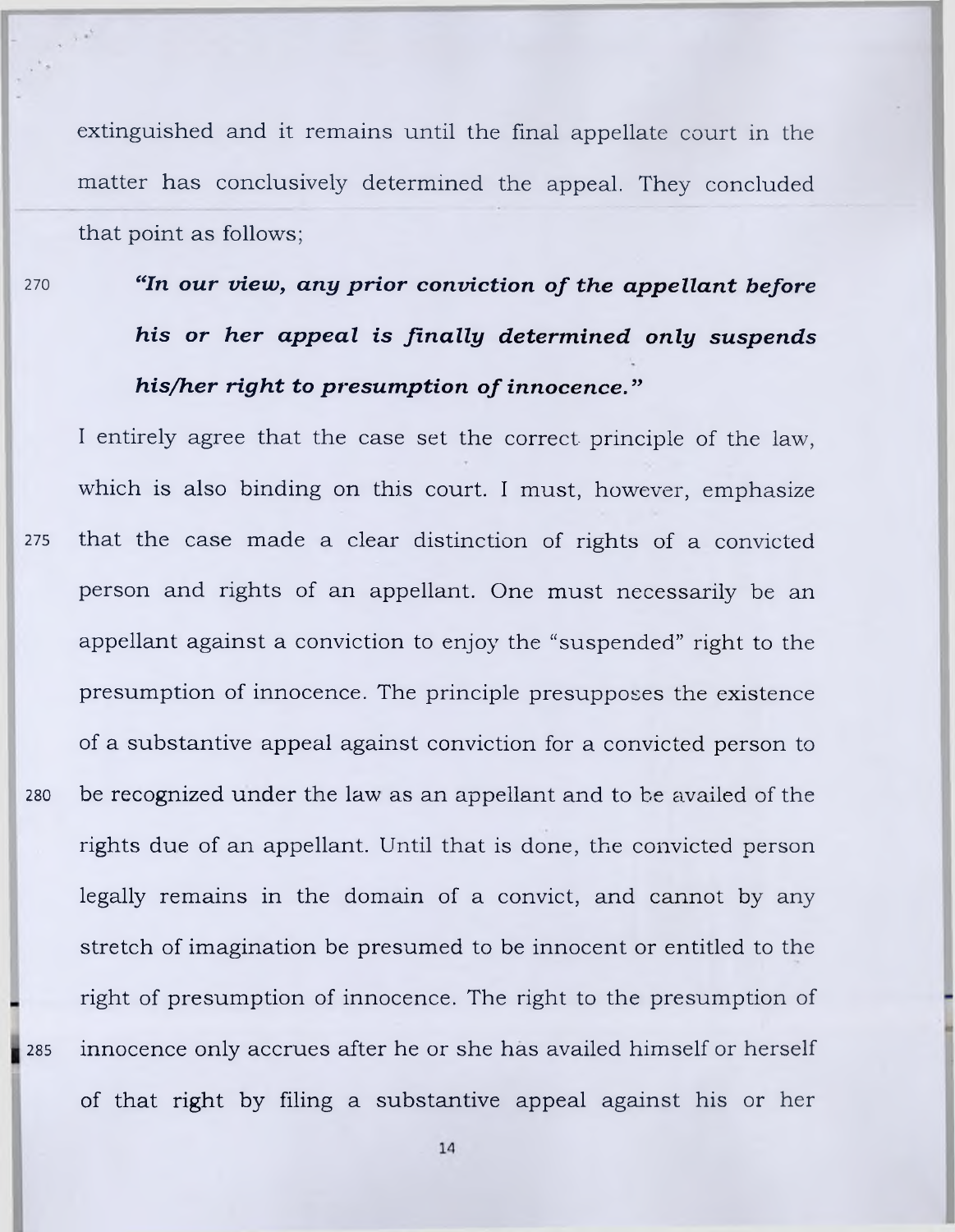extinguished and it remains until the final appellate court in the matter has conclusively determined the appeal. They concluded that point as follows;

> ***"In our view, any prior conviction of the appellant before his or her appeal is finally determined only suspends his/her right to presumption of innocence."***

I entirely agree that the case set the correct principle of the law, which is also binding on this court. I must, however, emphasize that the case made a clear distinction of rights of a convicted person and rights of an appellant. One must necessarily be an appellant against a conviction to enjoy the "suspended" right to the presumption of innocence. The principle presupposes the existence of a substantive appeal against conviction for a convicted person to be recognized under the law as an appellant and to be availed of the rights due of an appellant. Until that is done, the convicted person legally remains in the domain of a convict, and cannot by any stretch of imagination be presumed to be innocent or entitled to the right of presumption of innocence. The right to the presumption of innocence only accrues after he or she has availed himself or herself of that right by filing a substantive appeal against his or her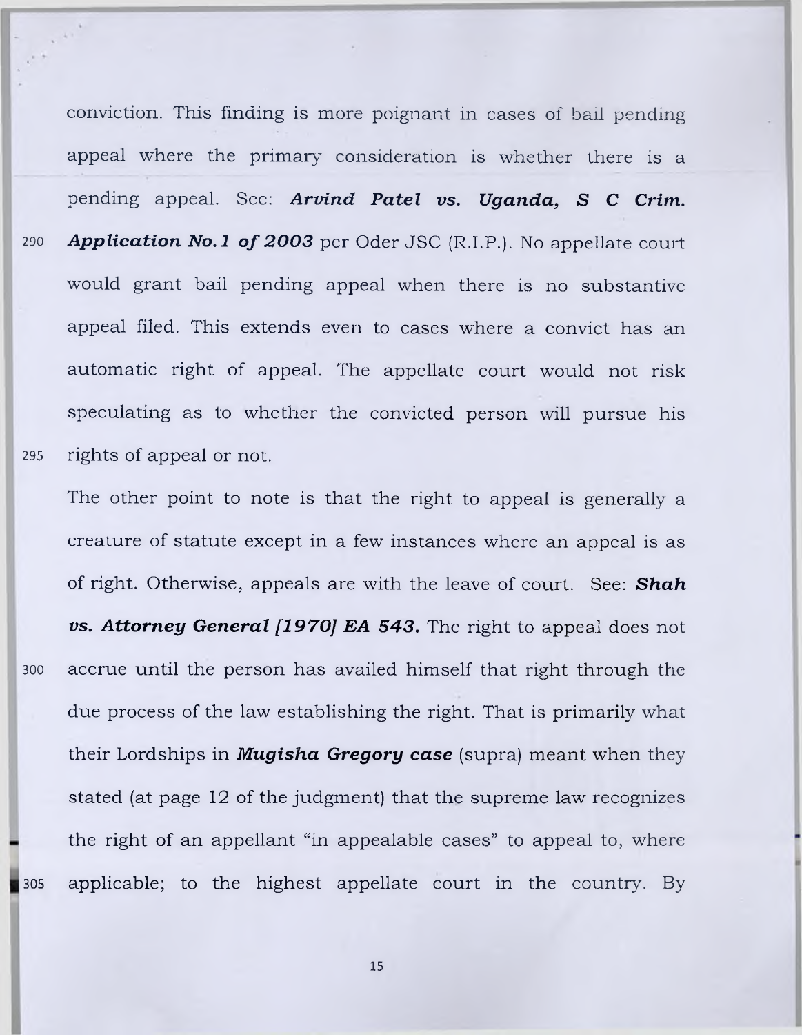conviction. This finding is more poignant in cases of bail pending appeal where the primary consideration is whether there is a pending appeal. See: ***Arvind Patel vs. Uganda, S C Crim. Application No.1 of 2003*** per Oder JSC (R.I.P.). No appellate court would grant bail pending appeal when there is no substantive appeal filed. This extends even to cases where a convict has an automatic right of appeal. The appellate court would not risk speculating as to whether the convicted person will pursue his rights of appeal or not.

The other point to note is that the right to appeal is generally a creature of statute except in a few instances where an appeal is as of right. Otherwise, appeals are with the leave of court. See: ***Shah vs. Attorney General [1970] EA 543.*** The right to appeal does not accrue until the person has availed himself that right through the due process of the law establishing the right. That is primarily what their Lordships in ***Mugisha Gregory case*** (supra) meant when they stated (at page 12 of the judgment) that the supreme law recognizes the right of an appellant "in appealable cases" to appeal to, where applicable; to the highest appellate court in the country. By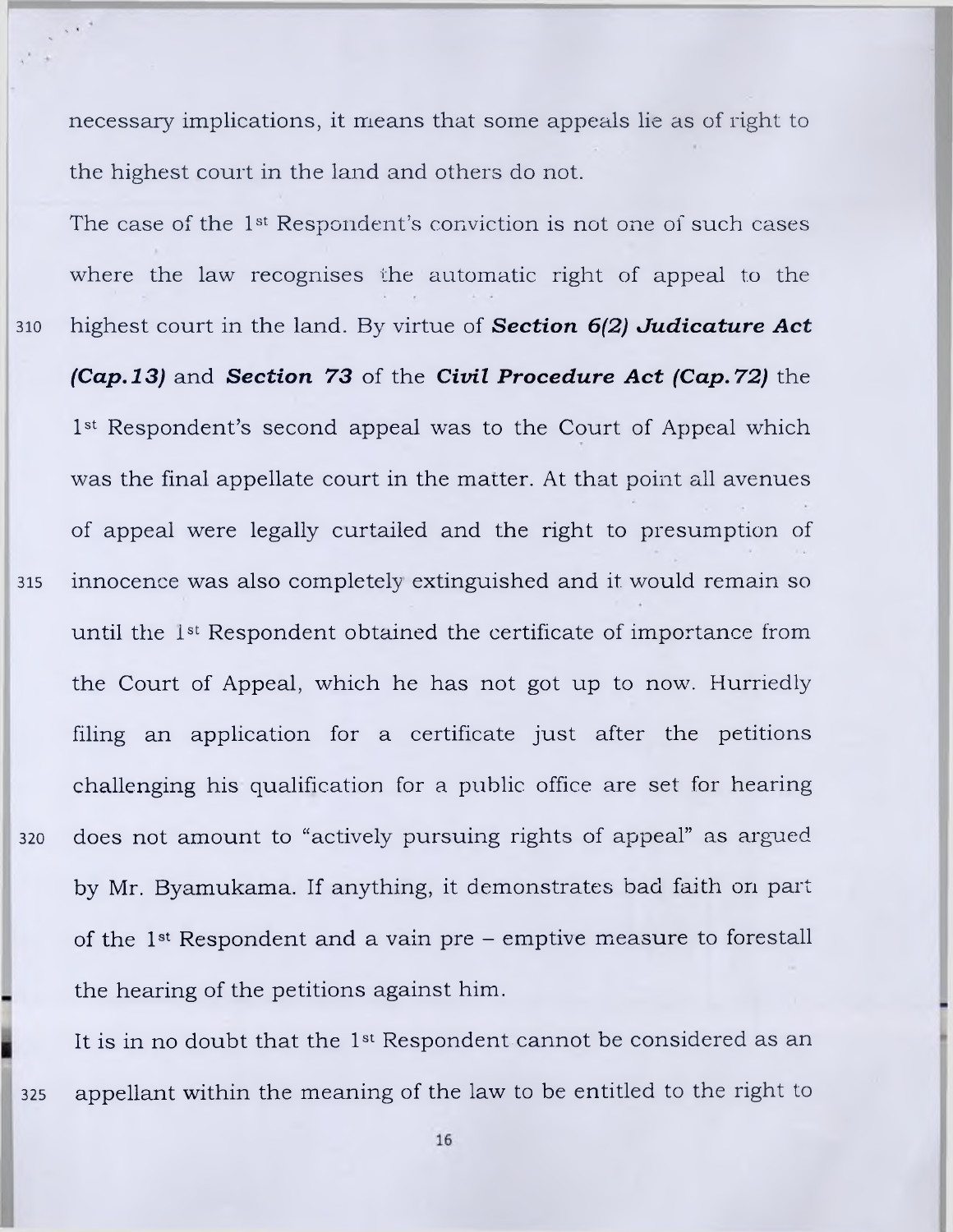necessary implications, it means that some appeals lie as of right to the highest court in the land and others do not.

The case of the 1st Respondent's conviction is not one of such cases where the law recognises the automatic right of appeal to the highest court in the land. By virtue of ***Section 6(2) Judicature Act (Cap.13)*** and ***Section 73*** of the ***Civil Procedure Act (Cap.72)*** the 1st Respondent's second appeal was to the Court of Appeal which was the final appellate court in the matter. At that point all avenues of appeal were legally curtailed and the right to presumption of innocence was also completely extinguished and it would remain so until the 1st Respondent obtained the certificate of importance from the Court of Appeal, which he has not got up to now. Hurriedly filing an application for a certificate just after the petitions challenging his qualification for a public office are set for hearing does not amount to "actively pursuing rights of appeal" as argued by Mr. Byamukama. If anything, it demonstrates bad faith on part of the 1st Respondent and a vain pre – emptive measure to forestall the hearing of the petitions against him.

It is in no doubt that the 1st Respondent cannot be considered as an appellant within the meaning of the law to be entitled to the right to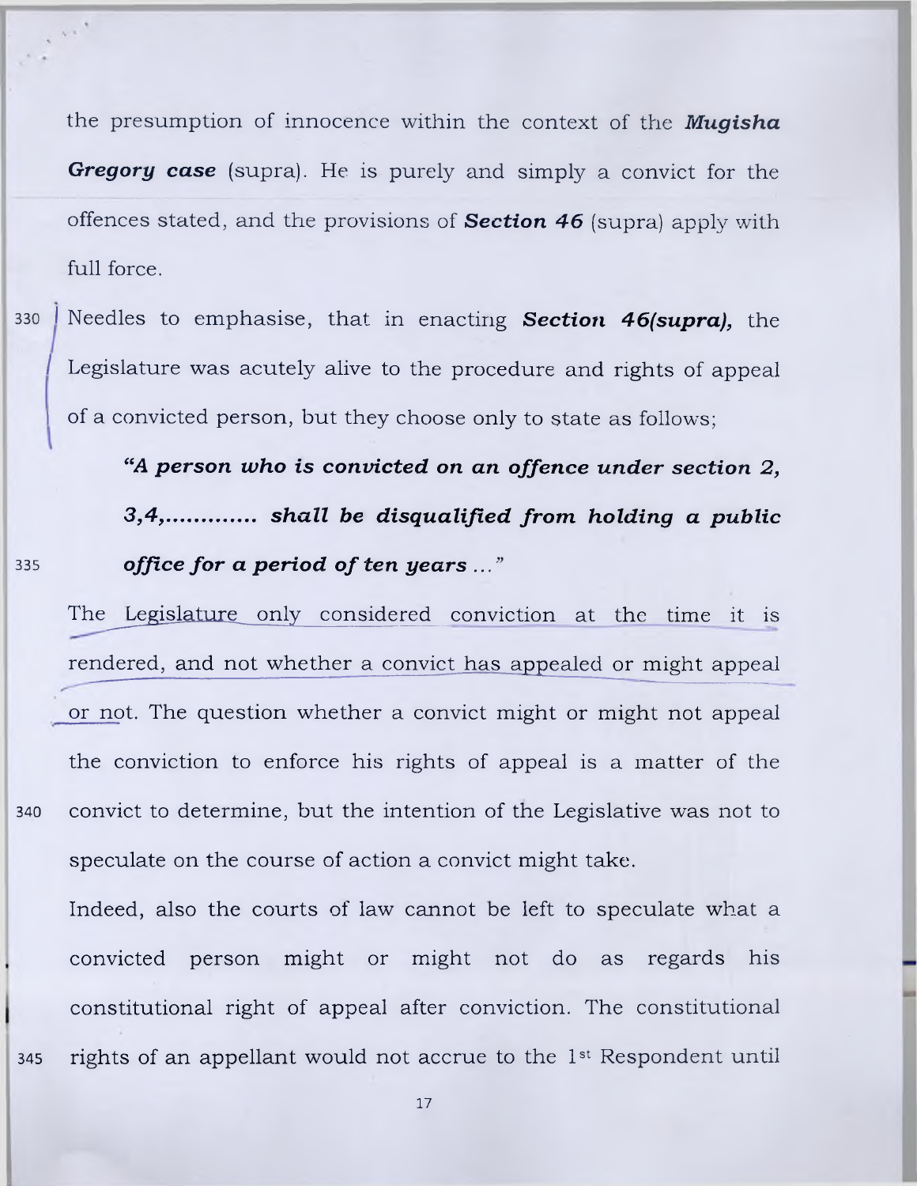the presumption of innocence within the context of the ***Mugisha Gregory case*** (supra). He is purely and simply a convict for the offences stated, and the provisions of **Section 46** (supra) apply with full force.

Needles to emphasise, that in enacting ***Section 46(supra),*** the Legislature was acutely alive to the procedure and rights of appeal of a convicted person, but they choose only to state as follows;

> ***"A person who is convicted on an offence under section 2, 3,4,............ shall be disqualified from holding a public office for a period of ten years ..."***

The Legislature only considered conviction at the time it is rendered, and not whether a convict has appealed or might appeal or not. The question whether a convict might or might not appeal the conviction to enforce his rights of appeal is a matter of the convict to determine, but the intention of the Legislative was not to speculate on the course of action a convict might take.

Indeed, also the courts of law cannot be left to speculate what a convicted person might or might not do as regards his constitutional right of appeal after conviction. The constitutional rights of an appellant would not accrue to the 1st Respondent until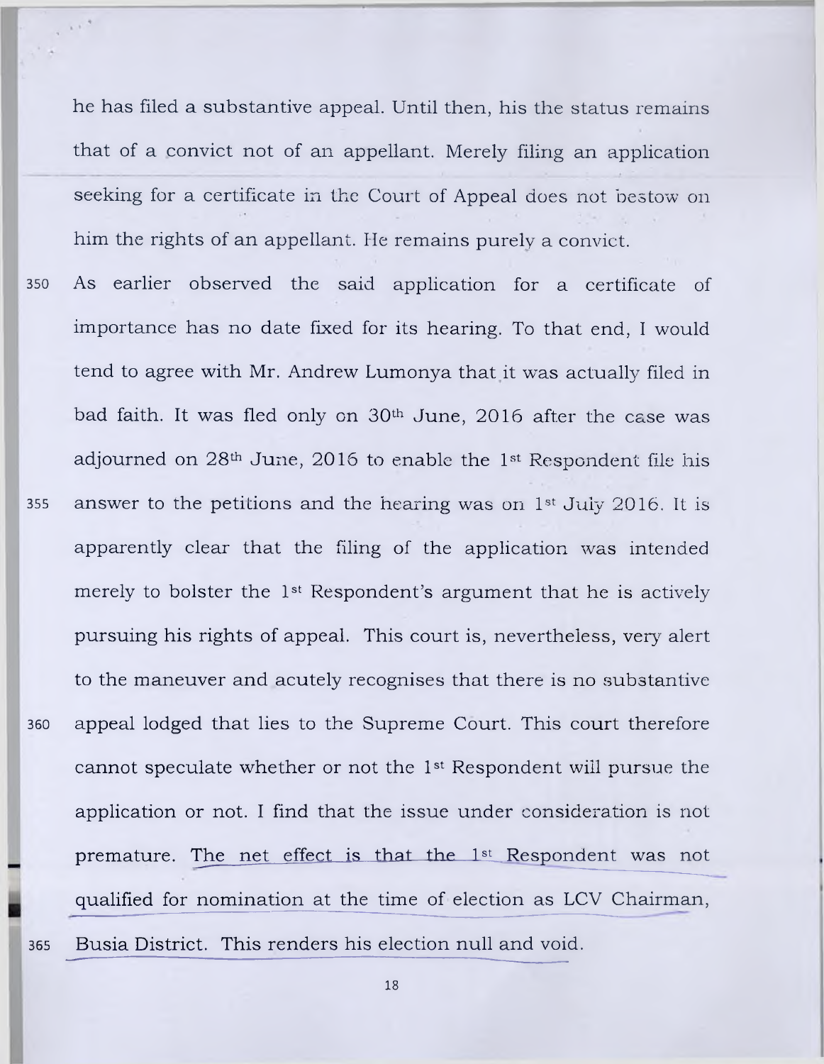he has filed a substantive appeal. Until then, his the status remains that of a convict not of an appellant. Merely filing an application seeking for a certificate in the Court of Appeal does not bestow on him the rights of an appellant. He remains purely a convict.

As earlier observed the said application for a certificate of importance has no date fixed for its hearing. To that end, I would tend to agree with Mr. Andrew Lumonya that it was actually filed in bad faith. It was fled only on 30th June, 2016 after the case was adjourned on 28th June, 2016 to enable the 1st Respondent file his answer to the petitions and the hearing was on 1st July 2016. It is apparently clear that the filing of the application was intended merely to bolster the 1st Respondent's argument that he is actively pursuing his rights of appeal. This court is, nevertheless, very alert to the maneuver and acutely recognises that there is no substantive appeal lodged that lies to the Supreme Court. This court therefore cannot speculate whether or not the 1st Respondent will pursue the application or not. I find that the issue under consideration is not premature. The net effect is that the 1st Respondent was not qualified for nomination at the time of election as LCV Chairman, Busia District. This renders his election null and void.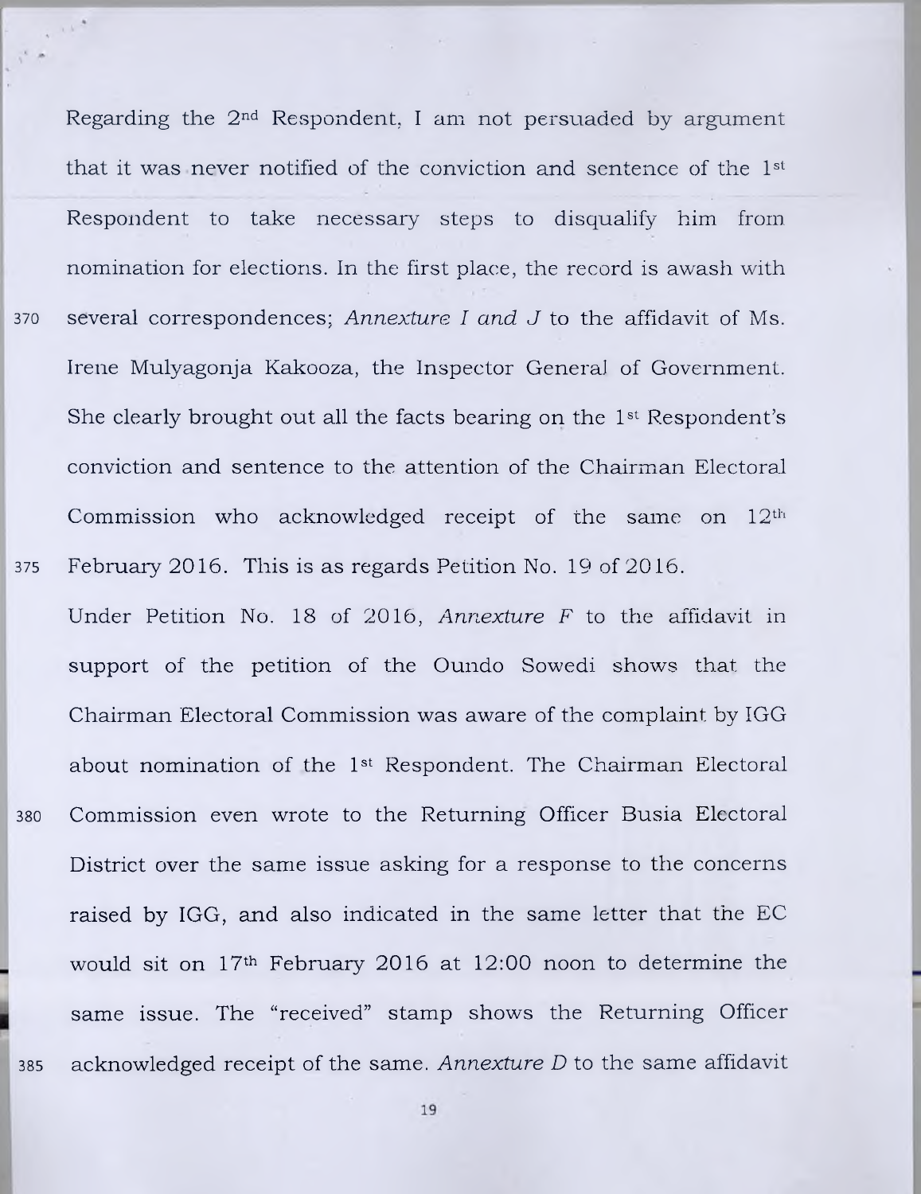Regarding the 2nd Respondent, I am not persuaded by argument that it was never notified of the conviction and sentence of the 1st Respondent to take necessary steps to disqualify him from nomination for elections. In the first place, the record is awash with several correspondences; *Annexture I and J* to the affidavit of Ms. Irene Mulyagonja Kakooza, the Inspector General of Government. She clearly brought out all the facts bearing on the 1st Respondent's conviction and sentence to the attention of the Chairman Electoral Commission who acknowledged receipt of the same on 12th February 2016. This is as regards Petition No. 19 of 2016.

Under Petition No. 18 of 2016, *Annexture F* to the affidavit in support of the petition of the Oundo Sowedi shows that the Chairman Electoral Commission was aware of the complaint by IGG about nomination of the 1st Respondent. The Chairman Electoral Commission even wrote to the Returning Officer Busia Electoral District over the same issue asking for a response to the concerns raised by IGG, and also indicated in the same letter that the EC would sit on 17th February 2016 at 12:00 noon to determine the same issue. The "received" stamp shows the Returning Officer acknowledged receipt of the same. *Annexture D* to the same affidavit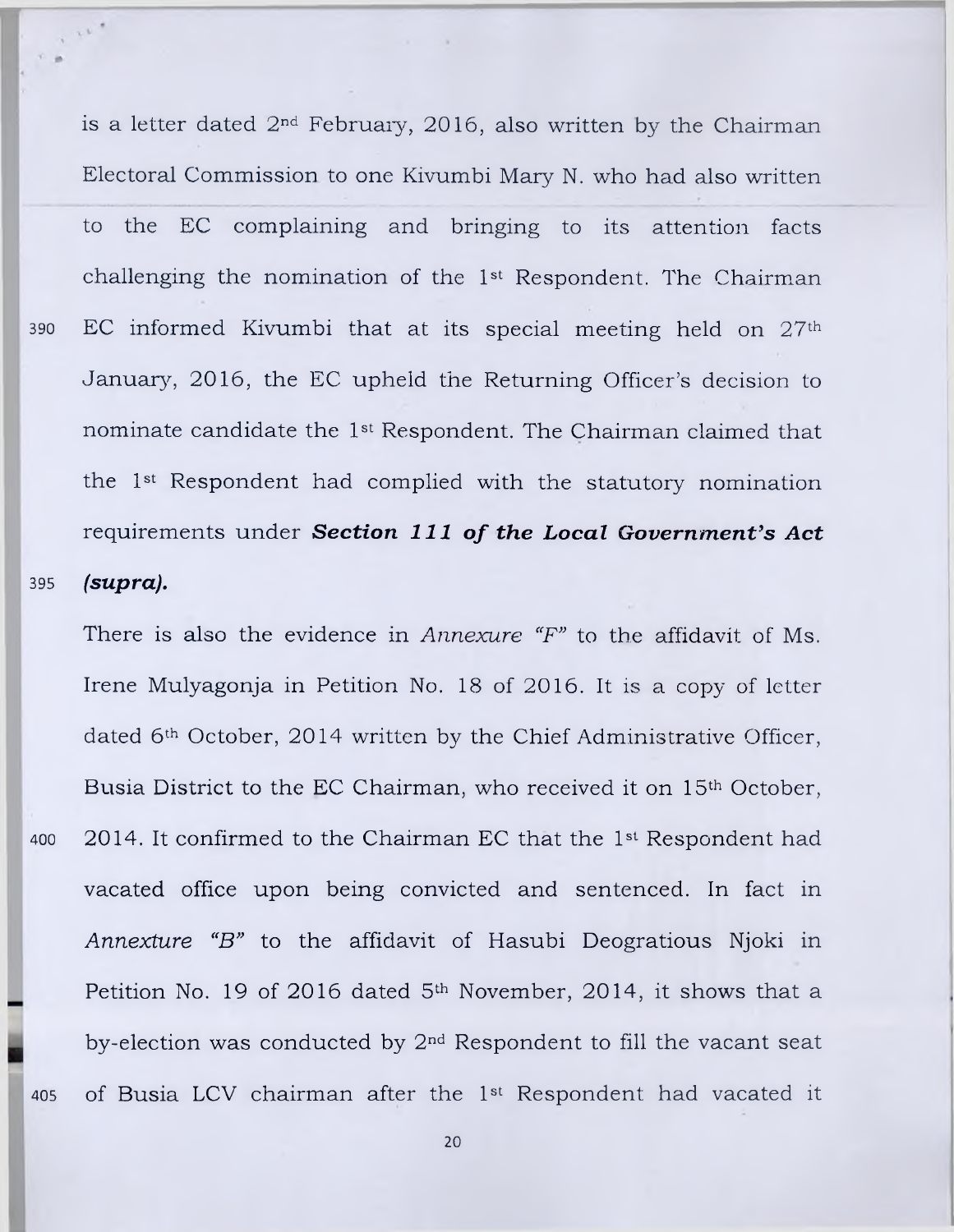is a letter dated 2nd February, 2016, also written by the Chairman Electoral Commission to one Kivumbi Mary N. who had also written to the EC complaining and bringing to its attention facts challenging the nomination of the 1st Respondent. The Chairman EC informed Kivumbi that at its special meeting held on 27th January, 2016, the EC upheld the Returning Officer's decision to nominate candidate the 1st Respondent. The Chairman claimed that the 1st Respondent had complied with the statutory nomination requirements under ***Section 111 of the Local Government's Act (supra).***

There is also the evidence in *Annexure "F"* to the affidavit of Ms. Irene Mulyagonja in Petition No. 18 of 2016. It is a copy of letter dated 6th October, 2014 written by the Chief Administrative Officer, Busia District to the EC Chairman, who received it on 15th October, 2014. It confirmed to the Chairman EC that the 1st Respondent had vacated office upon being convicted and sentenced. In fact in *Annexture "B"* to the affidavit of Hasubi Deogratious Njoki in Petition No. 19 of 2016 dated 5th November, 2014, it shows that a by-election was conducted by 2nd Respondent to fill the vacant seat of Busia LCV chairman after the 1st Respondent had vacated it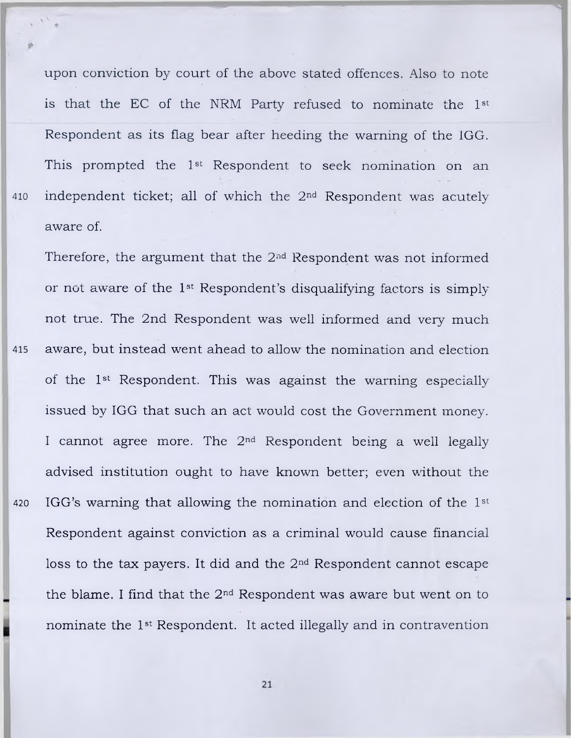upon conviction by court of the above stated offences. Also to note is that the EC of the NRM Party refused to nominate the 1st Respondent as its flag bear after heeding the warning of the IGG. This prompted the 1st Respondent to seek nomination on an independent ticket; all of which the 2nd Respondent was acutely aware of.

Therefore, the argument that the 2nd Respondent was not informed or not aware of the 1st Respondent's disqualifying factors is simply not true. The 2nd Respondent was well informed and very much aware, but instead went ahead to allow the nomination and election of the 1st Respondent. This was against the warning especially issued by IGG that such an act would cost the Government money. I cannot agree more. The 2nd Respondent being a well legally advised institution ought to have known better; even without the IGG's warning that allowing the nomination and election of the 1st Respondent against conviction as a criminal would cause financial loss to the tax payers. It did and the 2nd Respondent cannot escape the blame. I find that the 2nd Respondent was aware but went on to nominate the 1st Respondent. It acted illegally and in contravention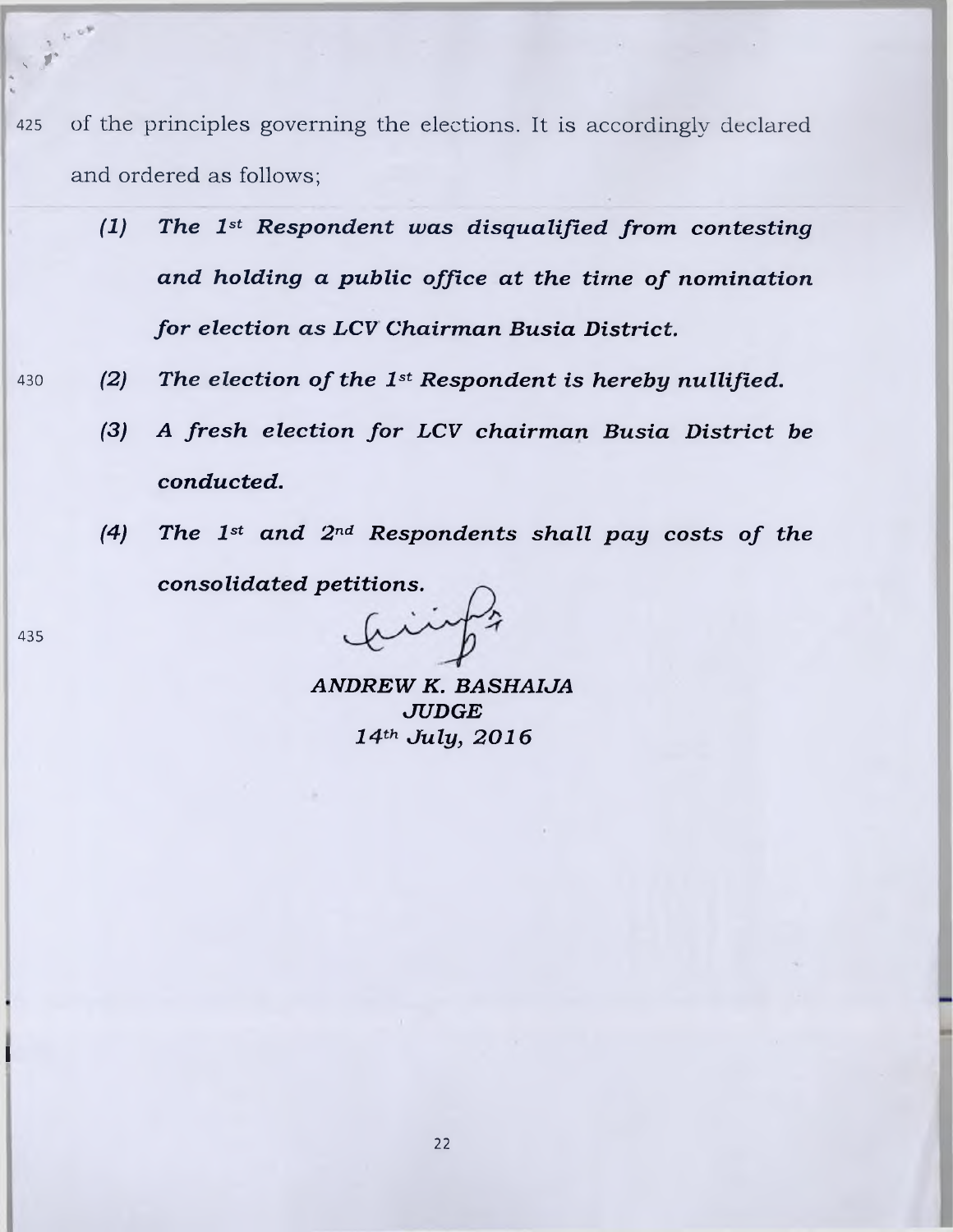of the principles governing the elections. It is accordingly declared and ordered as follows;

> ***(1) The 1st Respondent was disqualified from contesting and holding a public office at the time of nomination for election as LCV Chairman Busia District.***
>
> ***(2) The election of the 1st Respondent is hereby nullified.***
>
> ***(3) A fresh election for LCV chairman Busia District be conducted.***
>
> ***(4) The 1st and 2nd Respondents shall pay costs of the consolidated petitions.***

***ANDREW K. BASHAIJA***
***JUDGE***
***14th July, 2016***